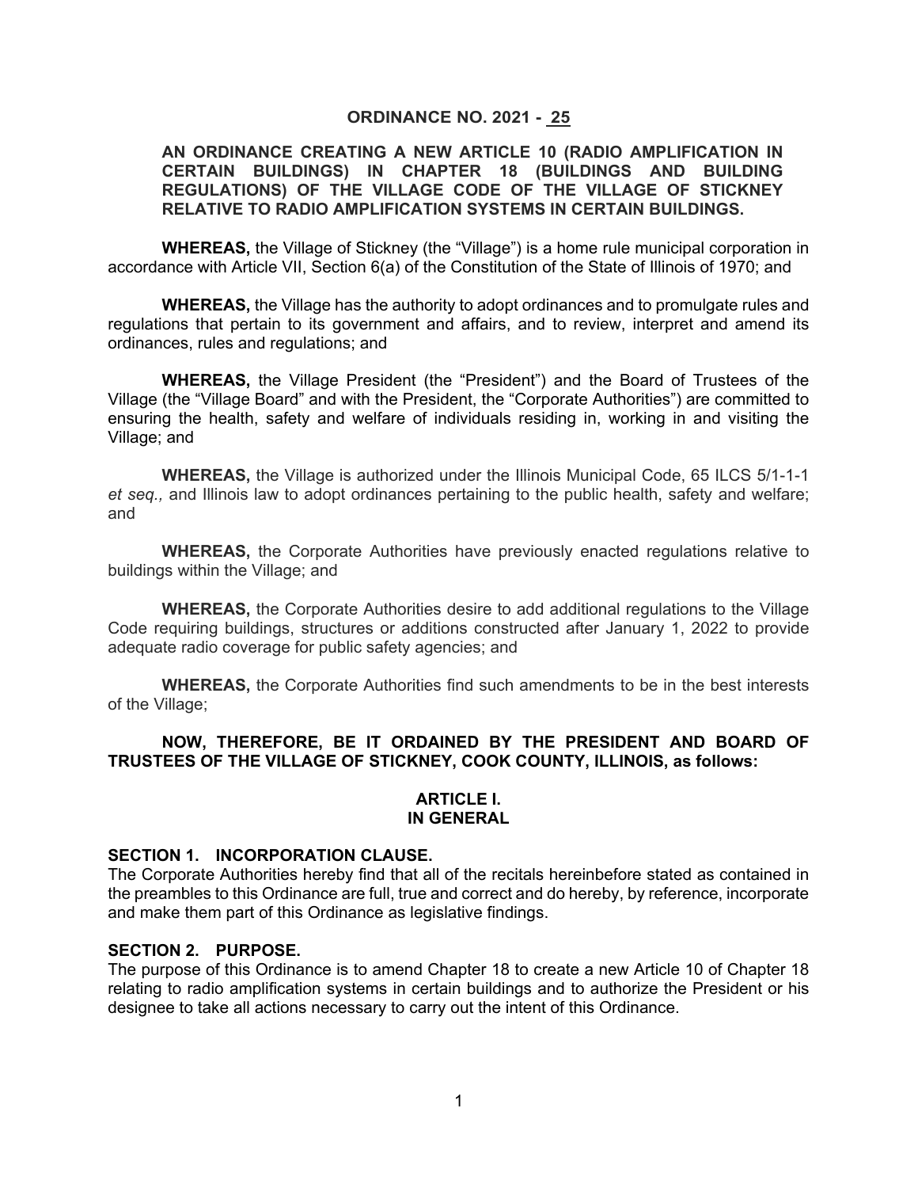# ORDINANCE NO. 2021 - 25

## AN ORDINANCE CREATING A NEW ARTICLE 10 (RADIO AMPLIFICATION IN CERTAIN BUILDINGS) IN CHAPTER 18 (BUILDINGS AND BUILDING REGULATIONS) OF THE VILLAGE CODE OF THE VILLAGE OF STICKNEY RELATIVE TO RADIO AMPLIFICATION SYSTEMS IN CERTAIN BUILDINGS.

**WHEREAS,** the Village of Stickney (the "Village") is a home rule municipal corporation in accordance with Article VII, Section 6(a) of the Constitution of the State of Illinois of 1970; and

**WHEREAS,** the Village has the authority to adopt ordinances and to promulgate rules and regulations that pertain to its government and affairs, and to review, interpret and amend its ordinances, rules and regulations; and

**WHEREAS,** the Village President (the "President") and the Board of Trustees of the Village (the "Village Board" and with the President, the "Corporate Authorities") are committed to ensuring the health, safety and welfare of individuals residing in, working in and visiting the Village; and

**WHEREAS,** the Village is authorized under the Illinois Municipal Code, 65 ILCS 5/1-1-1 *et seq.,* and Illinois law to adopt ordinances pertaining to the public health, safety and welfare; and

**WHEREAS,** the Corporate Authorities have previously enacted regulations relative to buildings within the Village; and

**WHEREAS,** the Corporate Authorities desire to add additional regulations to the Village Code requiring buildings, structures or additions constructed after January 1, 2022 to provide adequate radio coverage for public safety agencies; and

**WHEREAS,** the Corporate Authorities find such amendments to be in the best interests of the Village;

**NOW, THEREFORE, BE IT ORDAINED BY THE PRESIDENT AND BOARD OF TRUSTEES OF THE VILLAGE OF STICKNEY, COOK COUNTY, ILLINOIS, as follows:**

## ARTICLE I.
## IN GENERAL

### SECTION 1. INCORPORATION CLAUSE.

The Corporate Authorities hereby find that all of the recitals hereinbefore stated as contained in the preambles to this Ordinance are full, true and correct and do hereby, by reference, incorporate and make them part of this Ordinance as legislative findings.

### SECTION 2. PURPOSE.

The purpose of this Ordinance is to amend Chapter 18 to create a new Article 10 of Chapter 18 relating to radio amplification systems in certain buildings and to authorize the President or his designee to take all actions necessary to carry out the intent of this Ordinance.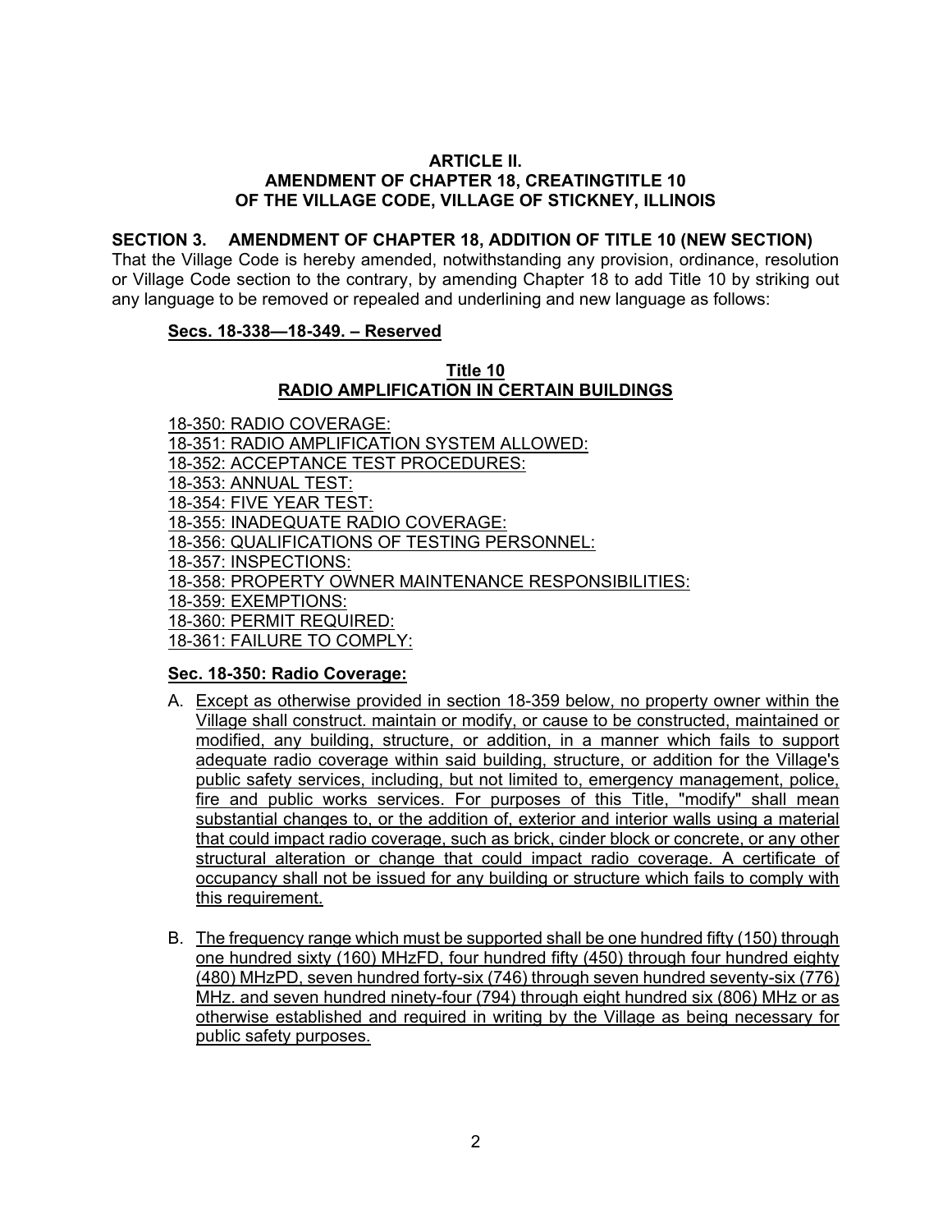**ARTICLE II.**
**AMENDMENT OF CHAPTER 18, CREATINGTITLE 10**
**OF THE VILLAGE CODE, VILLAGE OF STICKNEY, ILLINOIS**

**SECTION 3. AMENDMENT OF CHAPTER 18, ADDITION OF TITLE 10 (NEW SECTION)**

That the Village Code is hereby amended, notwithstanding any provision, ordinance, resolution or Village Code section to the contrary, by amending Chapter 18 to add Title 10 by striking out any language to be removed or repealed and underlining and new language as follows:

**Secs. 18-338—18-349. – Reserved**

**Title 10**
**RADIO AMPLIFICATION IN CERTAIN BUILDINGS**

18-350: RADIO COVERAGE:
18-351: RADIO AMPLIFICATION SYSTEM ALLOWED:
18-352: ACCEPTANCE TEST PROCEDURES:
18-353: ANNUAL TEST:
18-354: FIVE YEAR TEST:
18-355: INADEQUATE RADIO COVERAGE:
18-356: QUALIFICATIONS OF TESTING PERSONNEL:
18-357: INSPECTIONS:
18-358: PROPERTY OWNER MAINTENANCE RESPONSIBILITIES:
18-359: EXEMPTIONS:
18-360: PERMIT REQUIRED:
18-361: FAILURE TO COMPLY:

**Sec. 18-350: Radio Coverage:**

A. Except as otherwise provided in section 18-359 below, no property owner within the Village shall construct. maintain or modify, or cause to be constructed, maintained or modified, any building, structure, or addition, in a manner which fails to support adequate radio coverage within said building, structure, or addition for the Village's public safety services, including, but not limited to, emergency management, police, fire and public works services. For purposes of this Title, "modify" shall mean substantial changes to, or the addition of, exterior and interior walls using a material that could impact radio coverage, such as brick, cinder block or concrete, or any other structural alteration or change that could impact radio coverage. A certificate of occupancy shall not be issued for any building or structure which fails to comply with this requirement.

B. The frequency range which must be supported shall be one hundred fifty (150) through one hundred sixty (160) MHzFD, four hundred fifty (450) through four hundred eighty (480) MHzPD, seven hundred forty-six (746) through seven hundred seventy-six (776) MHz. and seven hundred ninety-four (794) through eight hundred six (806) MHz or as otherwise established and required in writing by the Village as being necessary for public safety purposes.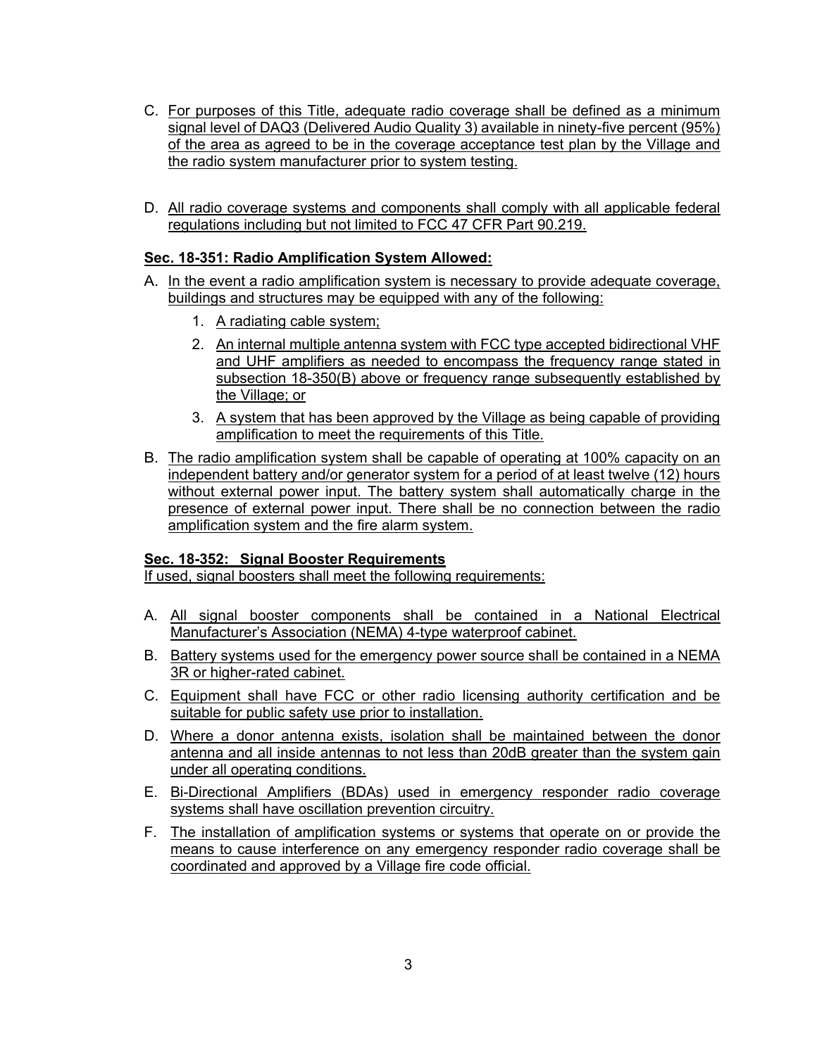C. For purposes of this Title, adequate radio coverage shall be defined as a minimum signal level of DAQ3 (Delivered Audio Quality 3) available in ninety-five percent (95%) of the area as agreed to be in the coverage acceptance test plan by the Village and the radio system manufacturer prior to system testing.

D. All radio coverage systems and components shall comply with all applicable federal regulations including but not limited to FCC 47 CFR Part 90.219.

**Sec. 18-351: Radio Amplification System Allowed:**

A. In the event a radio amplification system is necessary to provide adequate coverage, buildings and structures may be equipped with any of the following:

   1. A radiating cable system;
   2. An internal multiple antenna system with FCC type accepted bidirectional VHF and UHF amplifiers as needed to encompass the frequency range stated in subsection 18-350(B) above or frequency range subsequently established by the Village; or
   3. A system that has been approved by the Village as being capable of providing amplification to meet the requirements of this Title.

B. The radio amplification system shall be capable of operating at 100% capacity on an independent battery and/or generator system for a period of at least twelve (12) hours without external power input. The battery system shall automatically charge in the presence of external power input. There shall be no connection between the radio amplification system and the fire alarm system.

**Sec. 18-352: Signal Booster Requirements**

If used, signal boosters shall meet the following requirements:

A. All signal booster components shall be contained in a National Electrical Manufacturer's Association (NEMA) 4-type waterproof cabinet.

B. Battery systems used for the emergency power source shall be contained in a NEMA 3R or higher-rated cabinet.

C. Equipment shall have FCC or other radio licensing authority certification and be suitable for public safety use prior to installation.

D. Where a donor antenna exists, isolation shall be maintained between the donor antenna and all inside antennas to not less than 20dB greater than the system gain under all operating conditions.

E. Bi-Directional Amplifiers (BDAs) used in emergency responder radio coverage systems shall have oscillation prevention circuitry.

F. The installation of amplification systems or systems that operate on or provide the means to cause interference on any emergency responder radio coverage shall be coordinated and approved by a Village fire code official.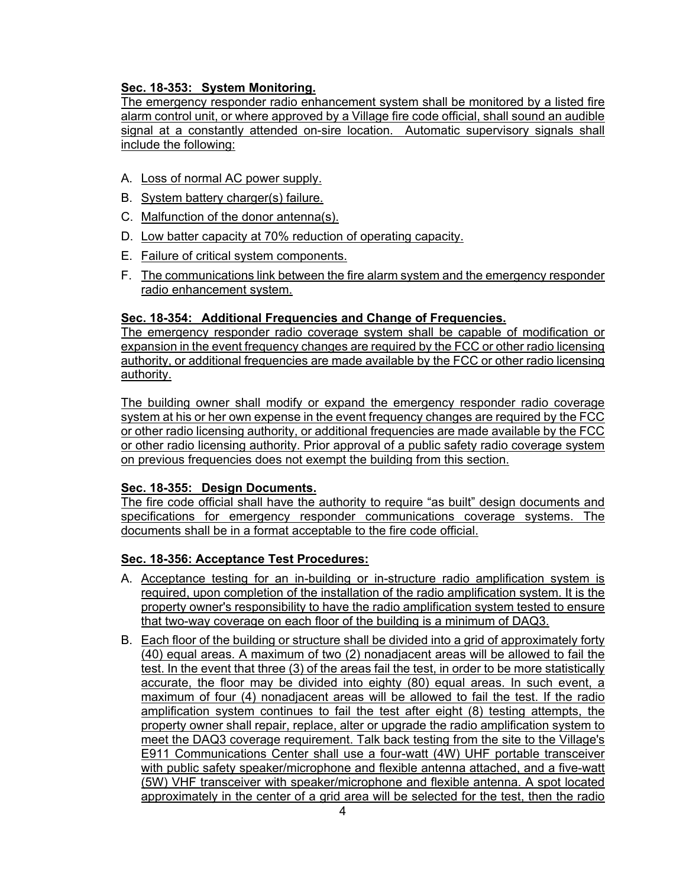**Sec. 18-353: System Monitoring.**

The emergency responder radio enhancement system shall be monitored by a listed fire alarm control unit, or where approved by a Village fire code official, shall sound an audible signal at a constantly attended on-sire location. Automatic supervisory signals shall include the following:

A. Loss of normal AC power supply.
B. System battery charger(s) failure.
C. Malfunction of the donor antenna(s).
D. Low batter capacity at 70% reduction of operating capacity.
E. Failure of critical system components.
F. The communications link between the fire alarm system and the emergency responder radio enhancement system.

**Sec. 18-354: Additional Frequencies and Change of Frequencies.**

The emergency responder radio coverage system shall be capable of modification or expansion in the event frequency changes are required by the FCC or other radio licensing authority, or additional frequencies are made available by the FCC or other radio licensing authority.

The building owner shall modify or expand the emergency responder radio coverage system at his or her own expense in the event frequency changes are required by the FCC or other radio licensing authority, or additional frequencies are made available by the FCC or other radio licensing authority. Prior approval of a public safety radio coverage system on previous frequencies does not exempt the building from this section.

**Sec. 18-355: Design Documents.**

The fire code official shall have the authority to require "as built" design documents and specifications for emergency responder communications coverage systems. The documents shall be in a format acceptable to the fire code official.

**Sec. 18-356: Acceptance Test Procedures:**

A. Acceptance testing for an in-building or in-structure radio amplification system is required, upon completion of the installation of the radio amplification system. It is the property owner's responsibility to have the radio amplification system tested to ensure that two-way coverage on each floor of the building is a minimum of DAQ3.
B. Each floor of the building or structure shall be divided into a grid of approximately forty (40) equal areas. A maximum of two (2) nonadjacent areas will be allowed to fail the test. In the event that three (3) of the areas fail the test, in order to be more statistically accurate, the floor may be divided into eighty (80) equal areas. In such event, a maximum of four (4) nonadjacent areas will be allowed to fail the test. If the radio amplification system continues to fail the test after eight (8) testing attempts, the property owner shall repair, replace, alter or upgrade the radio amplification system to meet the DAQ3 coverage requirement. Talk back testing from the site to the Village's E911 Communications Center shall use a four-watt (4W) UHF portable transceiver with public safety speaker/microphone and flexible antenna attached, and a five-watt (5W) VHF transceiver with speaker/microphone and flexible antenna. A spot located approximately in the center of a grid area will be selected for the test, then the radio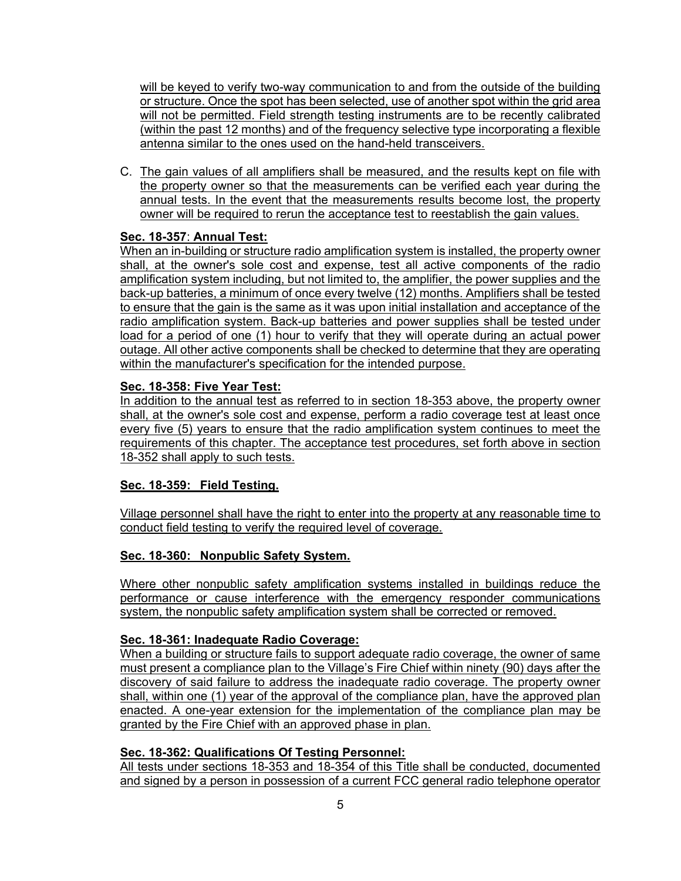will be keyed to verify two-way communication to and from the outside of the building or structure. Once the spot has been selected, use of another spot within the grid area will not be permitted. Field strength testing instruments are to be recently calibrated (within the past 12 months) and of the frequency selective type incorporating a flexible antenna similar to the ones used on the hand-held transceivers.

C. The gain values of all amplifiers shall be measured, and the results kept on file with the property owner so that the measurements can be verified each year during the annual tests. In the event that the measurements results become lost, the property owner will be required to rerun the acceptance test to reestablish the gain values.

**Sec. 18-357: Annual Test:**
When an in-building or structure radio amplification system is installed, the property owner shall, at the owner's sole cost and expense, test all active components of the radio amplification system including, but not limited to, the amplifier, the power supplies and the back-up batteries, a minimum of once every twelve (12) months. Amplifiers shall be tested to ensure that the gain is the same as it was upon initial installation and acceptance of the radio amplification system. Back-up batteries and power supplies shall be tested under load for a period of one (1) hour to verify that they will operate during an actual power outage. All other active components shall be checked to determine that they are operating within the manufacturer's specification for the intended purpose.

**Sec. 18-358: Five Year Test:**
In addition to the annual test as referred to in section 18-353 above, the property owner shall, at the owner's sole cost and expense, perform a radio coverage test at least once every five (5) years to ensure that the radio amplification system continues to meet the requirements of this chapter. The acceptance test procedures, set forth above in section 18-352 shall apply to such tests.

**Sec. 18-359: Field Testing.**

Village personnel shall have the right to enter into the property at any reasonable time to conduct field testing to verify the required level of coverage.

**Sec. 18-360: Nonpublic Safety System.**

Where other nonpublic safety amplification systems installed in buildings reduce the performance or cause interference with the emergency responder communications system, the nonpublic safety amplification system shall be corrected or removed.

**Sec. 18-361: Inadequate Radio Coverage:**
When a building or structure fails to support adequate radio coverage, the owner of same must present a compliance plan to the Village's Fire Chief within ninety (90) days after the discovery of said failure to address the inadequate radio coverage. The property owner shall, within one (1) year of the approval of the compliance plan, have the approved plan enacted. A one-year extension for the implementation of the compliance plan may be granted by the Fire Chief with an approved phase in plan.

**Sec. 18-362: Qualifications Of Testing Personnel:**
All tests under sections 18-353 and 18-354 of this Title shall be conducted, documented and signed by a person in possession of a current FCC general radio telephone operator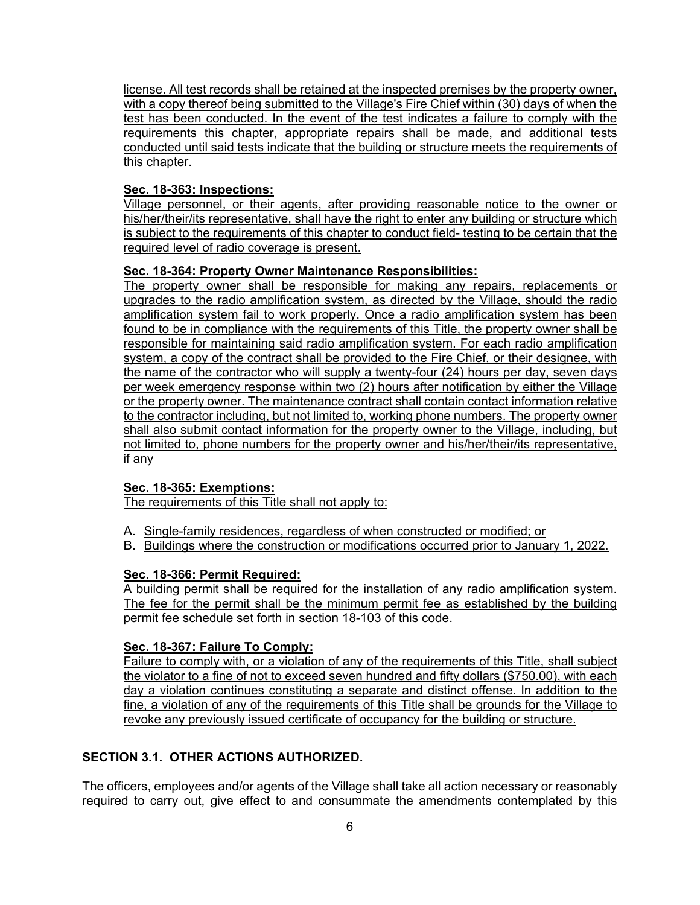license. All test records shall be retained at the inspected premises by the property owner, with a copy thereof being submitted to the Village's Fire Chief within (30) days of when the test has been conducted. In the event of the test indicates a failure to comply with the requirements this chapter, appropriate repairs shall be made, and additional tests conducted until said tests indicate that the building or structure meets the requirements of this chapter.

**Sec. 18-363: Inspections:**
Village personnel, or their agents, after providing reasonable notice to the owner or his/her/their/its representative, shall have the right to enter any building or structure which is subject to the requirements of this chapter to conduct field- testing to be certain that the required level of radio coverage is present.

**Sec. 18-364: Property Owner Maintenance Responsibilities:**
The property owner shall be responsible for making any repairs, replacements or upgrades to the radio amplification system, as directed by the Village, should the radio amplification system fail to work properly. Once a radio amplification system has been found to be in compliance with the requirements of this Title, the property owner shall be responsible for maintaining said radio amplification system. For each radio amplification system, a copy of the contract shall be provided to the Fire Chief, or their designee, with the name of the contractor who will supply a twenty-four (24) hours per day, seven days per week emergency response within two (2) hours after notification by either the Village or the property owner. The maintenance contract shall contain contact information relative to the contractor including, but not limited to, working phone numbers. The property owner shall also submit contact information for the property owner to the Village, including, but not limited to, phone numbers for the property owner and his/her/their/its representative, if any

**Sec. 18-365: Exemptions:**
The requirements of this Title shall not apply to:

A. Single-family residences, regardless of when constructed or modified; or
B. Buildings where the construction or modifications occurred prior to January 1, 2022.

**Sec. 18-366: Permit Required:**
A building permit shall be required for the installation of any radio amplification system. The fee for the permit shall be the minimum permit fee as established by the building permit fee schedule set forth in section 18-103 of this code.

**Sec. 18-367: Failure To Comply:**
Failure to comply with, or a violation of any of the requirements of this Title, shall subject the violator to a fine of not to exceed seven hundred and fifty dollars ($750.00), with each day a violation continues constituting a separate and distinct offense. In addition to the fine, a violation of any of the requirements of this Title shall be grounds for the Village to revoke any previously issued certificate of occupancy for the building or structure.

## SECTION 3.1. OTHER ACTIONS AUTHORIZED.

The officers, employees and/or agents of the Village shall take all action necessary or reasonably required to carry out, give effect to and consummate the amendments contemplated by this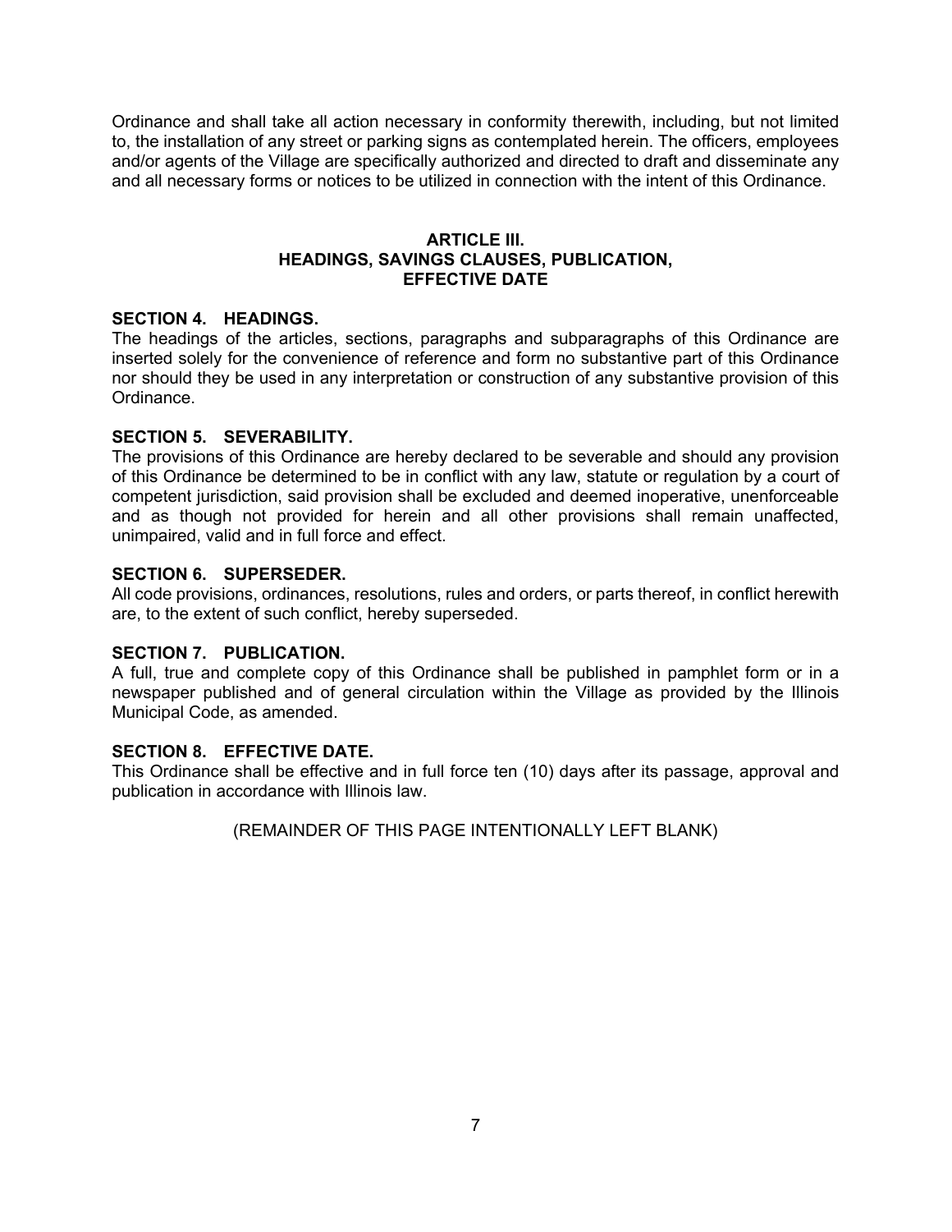Ordinance and shall take all action necessary in conformity therewith, including, but not limited to, the installation of any street or parking signs as contemplated herein. The officers, employees and/or agents of the Village are specifically authorized and directed to draft and disseminate any and all necessary forms or notices to be utilized in connection with the intent of this Ordinance.

## ARTICLE III.
## HEADINGS, SAVINGS CLAUSES, PUBLICATION, EFFECTIVE DATE

**SECTION 4. HEADINGS.**
The headings of the articles, sections, paragraphs and subparagraphs of this Ordinance are inserted solely for the convenience of reference and form no substantive part of this Ordinance nor should they be used in any interpretation or construction of any substantive provision of this Ordinance.

**SECTION 5. SEVERABILITY.**
The provisions of this Ordinance are hereby declared to be severable and should any provision of this Ordinance be determined to be in conflict with any law, statute or regulation by a court of competent jurisdiction, said provision shall be excluded and deemed inoperative, unenforceable and as though not provided for herein and all other provisions shall remain unaffected, unimpaired, valid and in full force and effect.

**SECTION 6. SUPERSEDER.**
All code provisions, ordinances, resolutions, rules and orders, or parts thereof, in conflict herewith are, to the extent of such conflict, hereby superseded.

**SECTION 7. PUBLICATION.**
A full, true and complete copy of this Ordinance shall be published in pamphlet form or in a newspaper published and of general circulation within the Village as provided by the Illinois Municipal Code, as amended.

**SECTION 8. EFFECTIVE DATE.**
This Ordinance shall be effective and in full force ten (10) days after its passage, approval and publication in accordance with Illinois law.

(REMAINDER OF THIS PAGE INTENTIONALLY LEFT BLANK)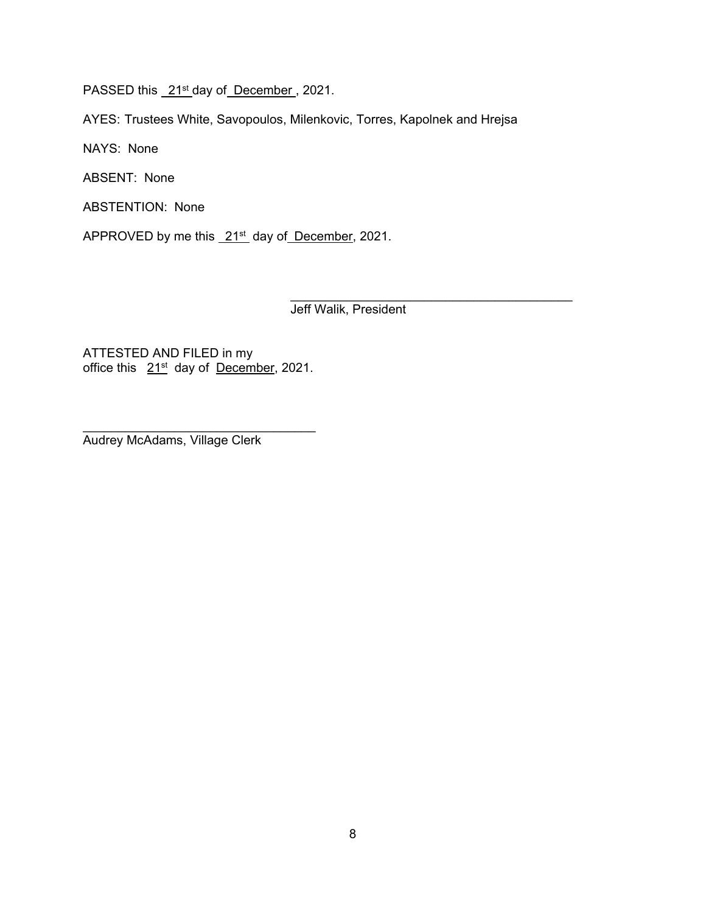PASSED this 21st day of December, 2021.

AYES: Trustees White, Savopoulos, Milenkovic, Torres, Kapolnek and Hrejsa

NAYS: None

ABSENT: None

ABSTENTION: None

APPROVED by me this 21st day of December, 2021.

\_\_\_\_\_\_\_\_\_\_\_\_\_\_\_\_\_\_\_\_\_\_\_\_\_\_\_\_\_\_\_\_\_\_\_\_\_\_\_\_\_\_
Jeff Walik, President

ATTESTED AND FILED in my
office this 21st day of December, 2021.

\_\_\_\_\_\_\_\_\_\_\_\_\_\_\_\_\_\_\_\_\_\_\_\_\_\_\_\_\_\_\_\_\_\_
Audrey McAdams, Village Clerk